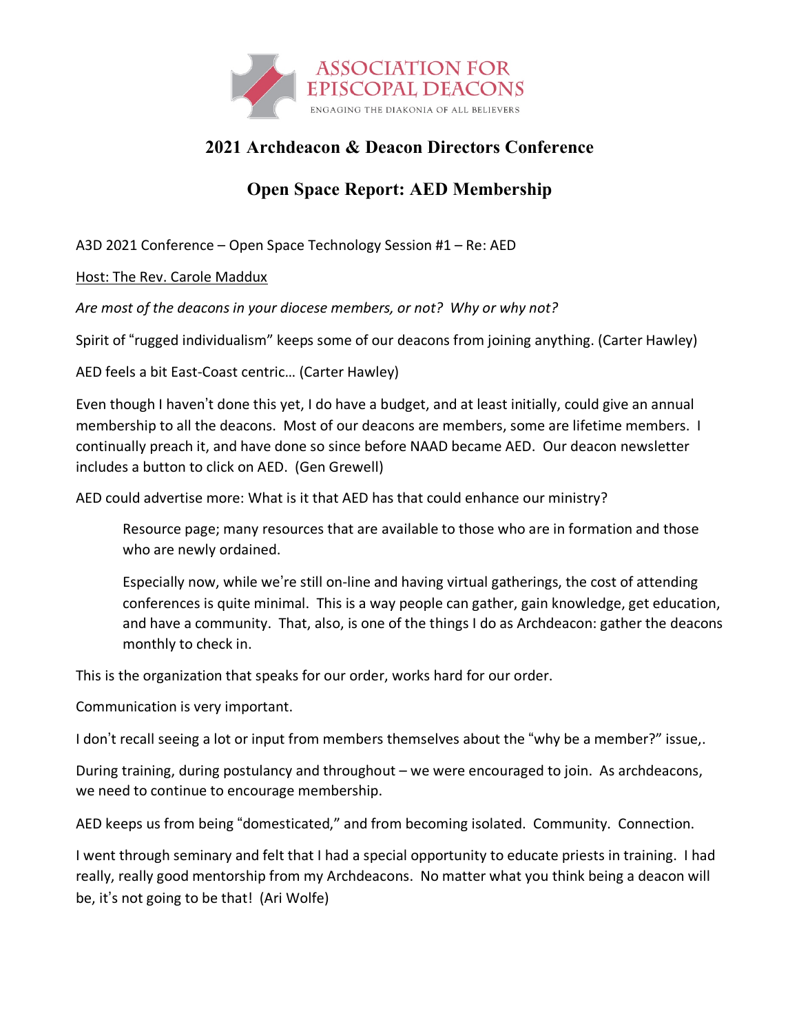ASSOCIATION FOR EPISCOPAL DEACONS
ENGAGING THE DIAKONIA OF ALL BELIEVERS

# 2021 Archdeacon & Deacon Directors Conference

## Open Space Report: AED Membership

A3D 2021 Conference – Open Space Technology Session #1 – Re: AED

Host: The Rev. Carole Maddux

*Are most of the deacons in your diocese members, or not? Why or why not?*

Spirit of "rugged individualism" keeps some of our deacons from joining anything. (Carter Hawley)

AED feels a bit East-Coast centric… (Carter Hawley)

Even though I haven't done this yet, I do have a budget, and at least initially, could give an annual membership to all the deacons. Most of our deacons are members, some are lifetime members. I continually preach it, and have done so since before NAAD became AED. Our deacon newsletter includes a button to click on AED. (Gen Grewell)

AED could advertise more: What is it that AED has that could enhance our ministry?

> Resource page; many resources that are available to those who are in formation and those who are newly ordained.
>
> Especially now, while we're still on-line and having virtual gatherings, the cost of attending conferences is quite minimal. This is a way people can gather, gain knowledge, get education, and have a community. That, also, is one of the things I do as Archdeacon: gather the deacons monthly to check in.

This is the organization that speaks for our order, works hard for our order.

Communication is very important.

I don't recall seeing a lot or input from members themselves about the "why be a member?" issue,.

During training, during postulancy and throughout – we were encouraged to join. As archdeacons, we need to continue to encourage membership.

AED keeps us from being "domesticated," and from becoming isolated. Community. Connection.

I went through seminary and felt that I had a special opportunity to educate priests in training. I had really, really good mentorship from my Archdeacons. No matter what you think being a deacon will be, it's not going to be that! (Ari Wolfe)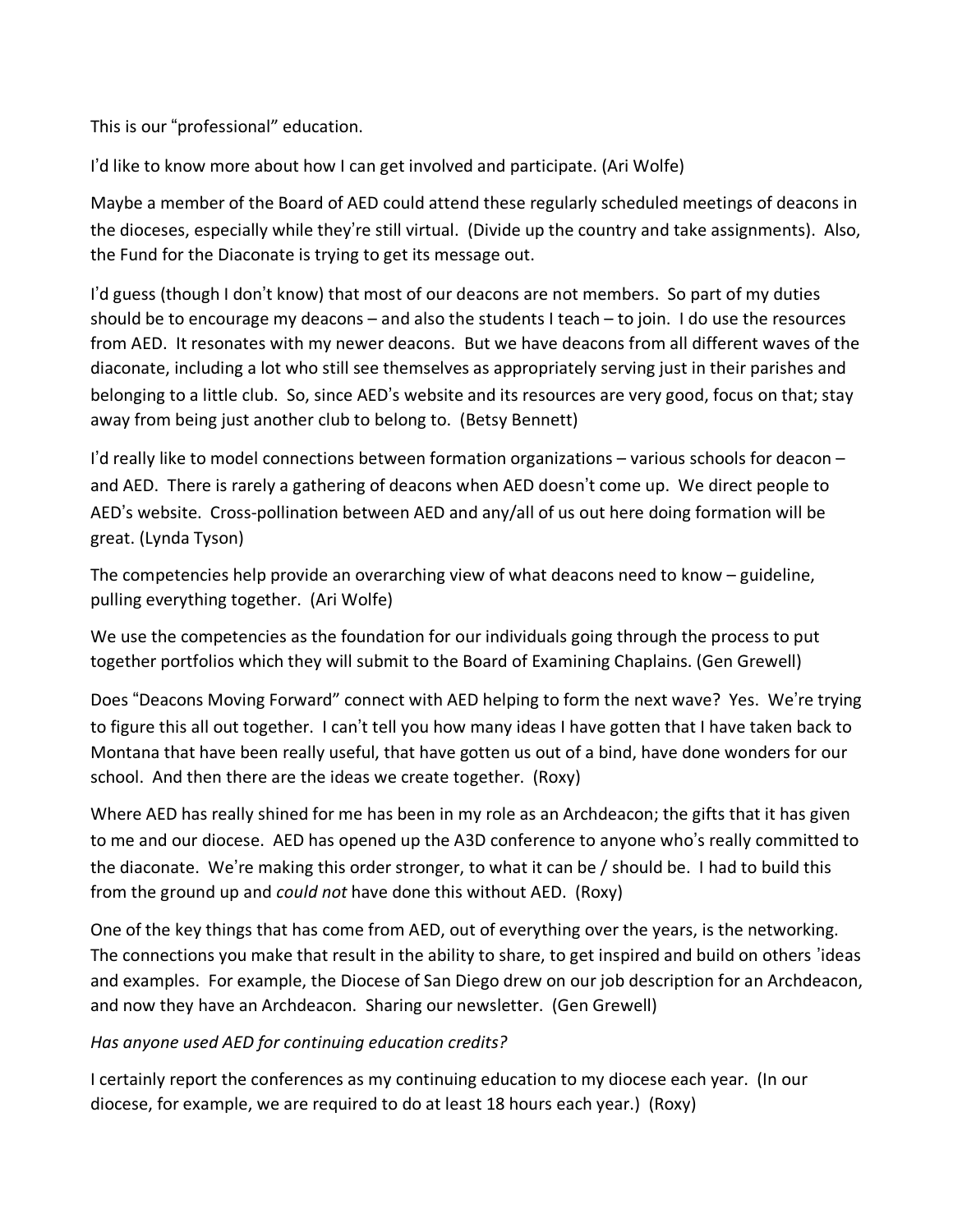This is our "professional" education.

I'd like to know more about how I can get involved and participate. (Ari Wolfe)

Maybe a member of the Board of AED could attend these regularly scheduled meetings of deacons in the dioceses, especially while they're still virtual. (Divide up the country and take assignments). Also, the Fund for the Diaconate is trying to get its message out.

I'd guess (though I don't know) that most of our deacons are not members. So part of my duties should be to encourage my deacons – and also the students I teach – to join. I do use the resources from AED. It resonates with my newer deacons. But we have deacons from all different waves of the diaconate, including a lot who still see themselves as appropriately serving just in their parishes and belonging to a little club. So, since AED's website and its resources are very good, focus on that; stay away from being just another club to belong to. (Betsy Bennett)

I'd really like to model connections between formation organizations – various schools for deacon – and AED. There is rarely a gathering of deacons when AED doesn't come up. We direct people to AED's website. Cross-pollination between AED and any/all of us out here doing formation will be great. (Lynda Tyson)

The competencies help provide an overarching view of what deacons need to know – guideline, pulling everything together. (Ari Wolfe)

We use the competencies as the foundation for our individuals going through the process to put together portfolios which they will submit to the Board of Examining Chaplains. (Gen Grewell)

Does "Deacons Moving Forward" connect with AED helping to form the next wave? Yes. We're trying to figure this all out together. I can't tell you how many ideas I have gotten that I have taken back to Montana that have been really useful, that have gotten us out of a bind, have done wonders for our school. And then there are the ideas we create together. (Roxy)

Where AED has really shined for me has been in my role as an Archdeacon; the gifts that it has given to me and our diocese. AED has opened up the A3D conference to anyone who's really committed to the diaconate. We're making this order stronger, to what it can be / should be. I had to build this from the ground up and *could not* have done this without AED. (Roxy)

One of the key things that has come from AED, out of everything over the years, is the networking. The connections you make that result in the ability to share, to get inspired and build on others 'ideas and examples. For example, the Diocese of San Diego drew on our job description for an Archdeacon, and now they have an Archdeacon. Sharing our newsletter. (Gen Grewell)

*Has anyone used AED for continuing education credits?*

I certainly report the conferences as my continuing education to my diocese each year. (In our diocese, for example, we are required to do at least 18 hours each year.) (Roxy)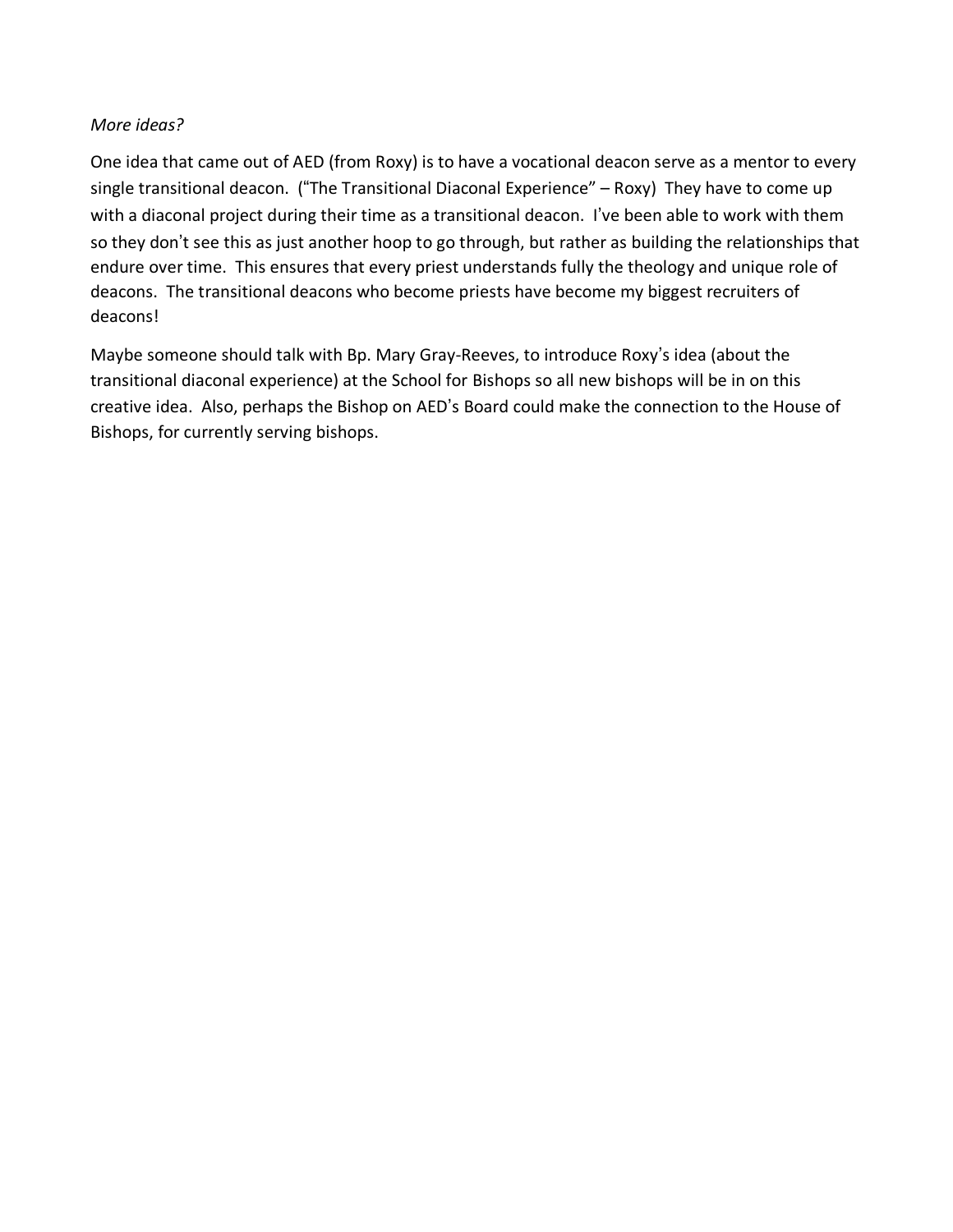*More ideas?*

One idea that came out of AED (from Roxy) is to have a vocational deacon serve as a mentor to every single transitional deacon. ("The Transitional Diaconal Experience" – Roxy) They have to come up with a diaconal project during their time as a transitional deacon. I've been able to work with them so they don't see this as just another hoop to go through, but rather as building the relationships that endure over time. This ensures that every priest understands fully the theology and unique role of deacons. The transitional deacons who become priests have become my biggest recruiters of deacons!

Maybe someone should talk with Bp. Mary Gray-Reeves, to introduce Roxy's idea (about the transitional diaconal experience) at the School for Bishops so all new bishops will be in on this creative idea. Also, perhaps the Bishop on AED's Board could make the connection to the House of Bishops, for currently serving bishops.